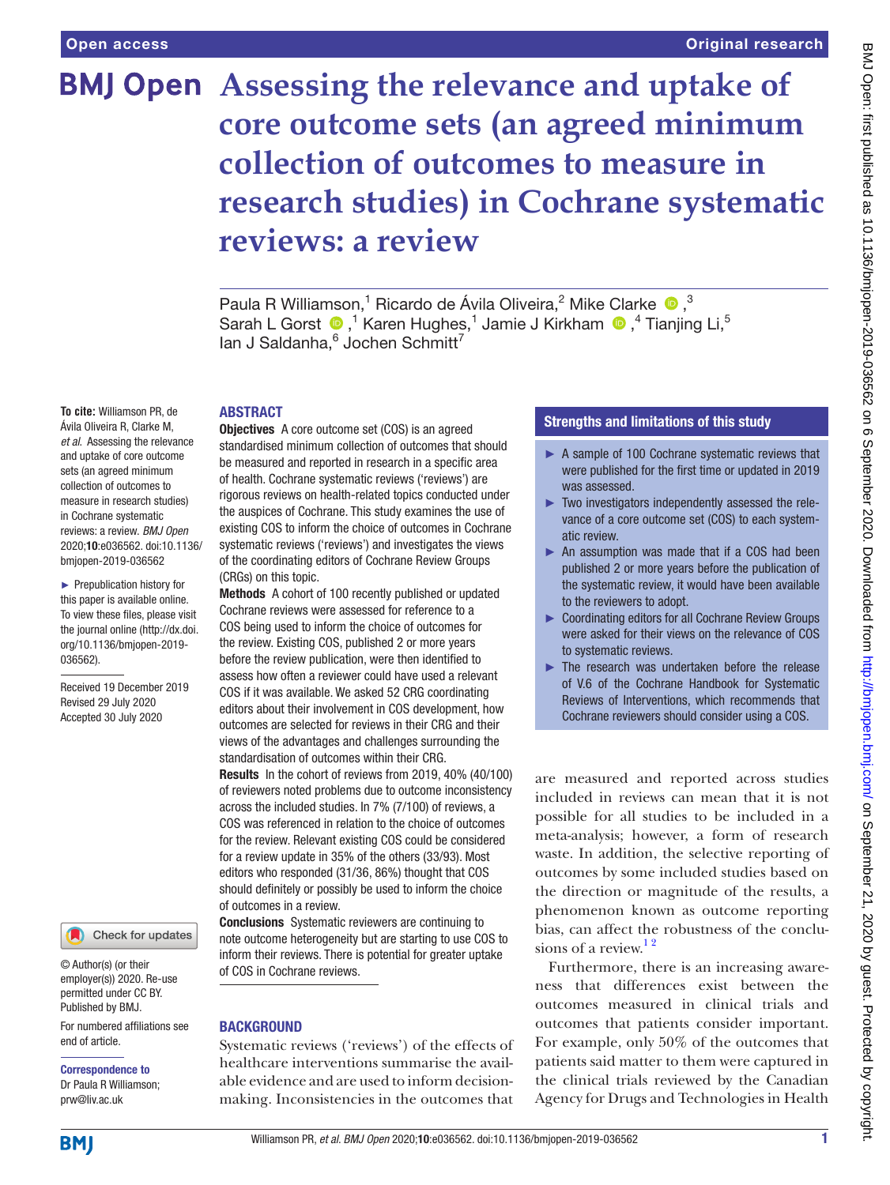# Assessing the relevance and uptake of core outcome sets (an agreed minimum collection of outcomes to measure in research studies) in Cochrane systematic reviews: a review

Paula R Williamson,[1] Ricardo de Ávila Oliveira,[2] Mike Clarke ,[3] Sarah L Gorst ,[1] Karen Hughes,[1] Jamie J Kirkham ,[4] Tianjing Li,[5] Ian J Saldanha,[6] Jochen Schmitt[7]

**To cite:** Williamson PR, de Ávila Oliveira R, Clarke M, *et al*. Assessing the relevance and uptake of core outcome sets (an agreed minimum collection of outcomes to measure in research studies) in Cochrane systematic reviews: a review. *BMJ Open* 2020;**10**:e036562. doi:10.1136/bmjopen-2019-036562

► Prepublication history for this paper is available online. To view these files, please visit the journal online (http://dx.doi.org/10.1136/bmjopen-2019-036562).

Received 19 December 2019
Revised 29 July 2020
Accepted 30 July 2020

© Author(s) (or their employer(s)) 2020. Re-use permitted under CC BY. Published by BMJ.

For numbered affiliations see end of article.

**Correspondence to**
Dr Paula R Williamson; prw@liv.ac.uk

## ABSTRACT

**Objectives** A core outcome set (COS) is an agreed standardised minimum collection of outcomes that should be measured and reported in research in a specific area of health. Cochrane systematic reviews ('reviews') are rigorous reviews on health-related topics conducted under the auspices of Cochrane. This study examines the use of existing COS to inform the choice of outcomes in Cochrane systematic reviews ('reviews') and investigates the views of the coordinating editors of Cochrane Review Groups (CRGs) on this topic.

**Methods** A cohort of 100 recently published or updated Cochrane reviews were assessed for reference to a COS being used to inform the choice of outcomes for the review. Existing COS, published 2 or more years before the review publication, were then identified to assess how often a reviewer could have used a relevant COS if it was available. We asked 52 CRG coordinating editors about their involvement in COS development, how outcomes are selected for reviews in their CRG and their views of the advantages and challenges surrounding the standardisation of outcomes within their CRG.

**Results** In the cohort of reviews from 2019, 40% (40/100) of reviewers noted problems due to outcome inconsistency across the included studies. In 7% (7/100) of reviews, a COS was referenced in relation to the choice of outcomes for the review. Relevant existing COS could be considered for a review update in 35% of the others (33/93). Most editors who responded (31/36, 86%) thought that COS should definitely or possibly be used to inform the choice of outcomes in a review.

**Conclusions** Systematic reviewers are continuing to note outcome heterogeneity but are starting to use COS to inform their reviews. There is potential for greater uptake of COS in Cochrane reviews.

## Strengths and limitations of this study

- ► A sample of 100 Cochrane systematic reviews that were published for the first time or updated in 2019 was assessed.
- ► Two investigators independently assessed the relevance of a core outcome set (COS) to each systematic review.
- ► An assumption was made that if a COS had been published 2 or more years before the publication of the systematic review, it would have been available to the reviewers to adopt.
- ► Coordinating editors for all Cochrane Review Groups were asked for their views on the relevance of COS to systematic reviews.
- ► The research was undertaken before the release of V.6 of the Cochrane Handbook for Systematic Reviews of Interventions, which recommends that Cochrane reviewers should consider using a COS.

## BACKGROUND

Systematic reviews ('reviews') of the effects of healthcare interventions summarise the available evidence and are used to inform decision-making. Inconsistencies in the outcomes that are measured and reported across studies included in reviews can mean that it is not possible for all studies to be included in a meta-analysis; however, a form of research waste. In addition, the selective reporting of outcomes by some included studies based on the direction or magnitude of the results, a phenomenon known as outcome reporting bias, can affect the robustness of the conclusions of a review.[1 2]

Furthermore, there is an increasing awareness that differences exist between the outcomes measured in clinical trials and outcomes that patients consider important. For example, only 50% of the outcomes that patients said matter to them were captured in the clinical trials reviewed by the Canadian Agency for Drugs and Technologies in Health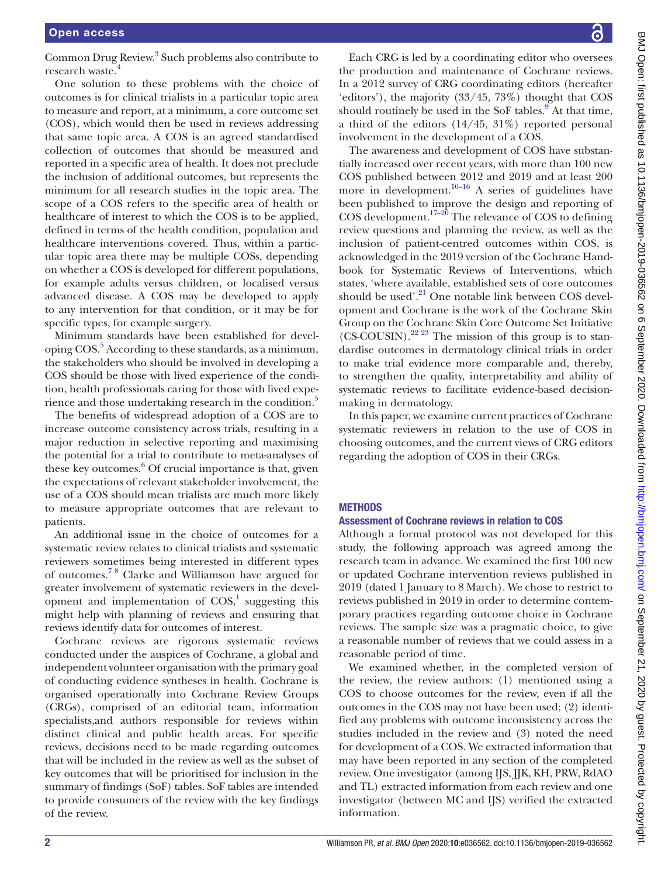Common Drug Review.[3] Such problems also contribute to research waste.[4]

One solution to these problems with the choice of outcomes is for clinical trialists in a particular topic area to measure and report, at a minimum, a core outcome set (COS), which would then be used in reviews addressing that same topic area. A COS is an agreed standardised collection of outcomes that should be measured and reported in a specific area of health. It does not preclude the inclusion of additional outcomes, but represents the minimum for all research studies in the topic area. The scope of a COS refers to the specific area of health or healthcare of interest to which the COS is to be applied, defined in terms of the health condition, population and healthcare interventions covered. Thus, within a particular topic area there may be multiple COSs, depending on whether a COS is developed for different populations, for example adults versus children, or localised versus advanced disease. A COS may be developed to apply to any intervention for that condition, or it may be for specific types, for example surgery.

Minimum standards have been established for developing COS.[5] According to these standards, as a minimum, the stakeholders who should be involved in developing a COS should be those with lived experience of the condition, health professionals caring for those with lived experience and those undertaking research in the condition.[5]

The benefits of widespread adoption of a COS are to increase outcome consistency across trials, resulting in a major reduction in selective reporting and maximising the potential for a trial to contribute to meta-analyses of these key outcomes.[6] Of crucial importance is that, given the expectations of relevant stakeholder involvement, the use of a COS should mean trialists are much more likely to measure appropriate outcomes that are relevant to patients.

An additional issue in the choice of outcomes for a systematic review relates to clinical trialists and systematic reviewers sometimes being interested in different types of outcomes.[7 8] Clarke and Williamson have argued for greater involvement of systematic reviewers in the development and implementation of COS,[1] suggesting this might help with planning of reviews and ensuring that reviews identify data for outcomes of interest.

Cochrane reviews are rigorous systematic reviews conducted under the auspices of Cochrane, a global and independent volunteer organisation with the primary goal of conducting evidence syntheses in health. Cochrane is organised operationally into Cochrane Review Groups (CRGs), comprised of an editorial team, information specialists,and authors responsible for reviews within distinct clinical and public health areas. For specific reviews, decisions need to be made regarding outcomes that will be included in the review as well as the subset of key outcomes that will be prioritised for inclusion in the summary of findings (SoF) tables. SoF tables are intended to provide consumers of the review with the key findings of the review.

Each CRG is led by a coordinating editor who oversees the production and maintenance of Cochrane reviews. In a 2012 survey of CRG coordinating editors (hereafter 'editors'), the majority (33/45, 73%) thought that COS should routinely be used in the SoF tables.[9] At that time, a third of the editors (14/45, 31%) reported personal involvement in the development of a COS.

The awareness and development of COS have substantially increased over recent years, with more than 100 new COS published between 2012 and 2019 and at least 200 more in development.[10–16] A series of guidelines have been published to improve the design and reporting of COS development.[17–20] The relevance of COS to defining review questions and planning the review, as well as the inclusion of patient-centred outcomes within COS, is acknowledged in the 2019 version of the Cochrane Handbook for Systematic Reviews of Interventions, which states, 'where available, established sets of core outcomes should be used'.[21] One notable link between COS development and Cochrane is the work of the Cochrane Skin Group on the Cochrane Skin Core Outcome Set Initiative (CS-COUSIN).[22 23] The mission of this group is to standardise outcomes in dermatology clinical trials in order to make trial evidence more comparable and, thereby, to strengthen the quality, interpretability and ability of systematic reviews to facilitate evidence-based decision-making in dermatology.

In this paper, we examine current practices of Cochrane systematic reviewers in relation to the use of COS in choosing outcomes, and the current views of CRG editors regarding the adoption of COS in their CRGs.

## METHODS

### Assessment of Cochrane reviews in relation to COS

Although a formal protocol was not developed for this study, the following approach was agreed among the research team in advance. We examined the first 100 new or updated Cochrane intervention reviews published in 2019 (dated 1 January to 8 March). We chose to restrict to reviews published in 2019 in order to determine contemporary practices regarding outcome choice in Cochrane reviews. The sample size was a pragmatic choice, to give a reasonable number of reviews that we could assess in a reasonable period of time.

We examined whether, in the completed version of the review, the review authors: (1) mentioned using a COS to choose outcomes for the review, even if all the outcomes in the COS may not have been used; (2) identified any problems with outcome inconsistency across the studies included in the review and (3) noted the need for development of a COS. We extracted information that may have been reported in any section of the completed review. One investigator (among IJS, JJK, KH, PRW, RdAO and TL) extracted information from each review and one investigator (between MC and IJS) verified the extracted information.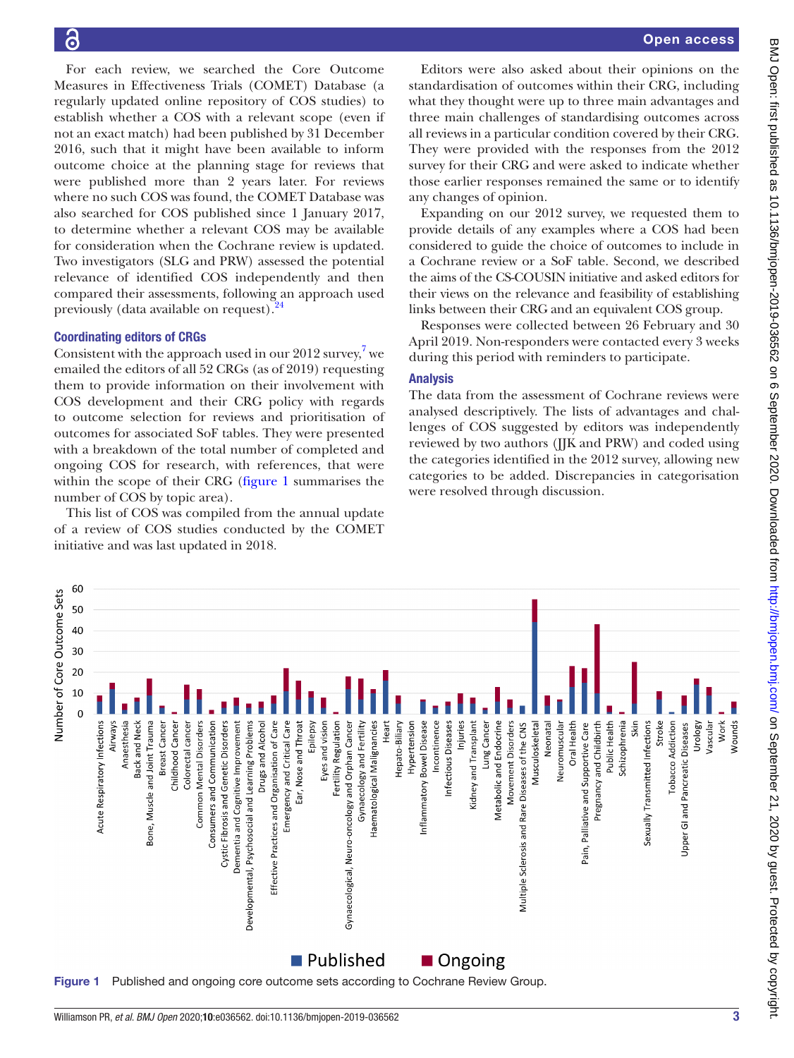For each review, we searched the Core Outcome Measures in Effectiveness Trials (COMET) Database (a regularly updated online repository of COS studies) to establish whether a COS with a relevant scope (even if not an exact match) had been published by 31 December 2016, such that it might have been available to inform outcome choice at the planning stage for reviews that were published more than 2 years later. For reviews where no such COS was found, the COMET Database was also searched for COS published since 1 January 2017, to determine whether a relevant COS may be available for consideration when the Cochrane review is updated. Two investigators (SLG and PRW) assessed the potential relevance of identified COS independently and then compared their assessments, following an approach used previously (data available on request).[24]

### Coordinating editors of CRGs

Consistent with the approach used in our 2012 survey,[7] we emailed the editors of all 52 CRGs (as of 2019) requesting them to provide information on their involvement with COS development and their CRG policy with regards to outcome selection for reviews and prioritisation of outcomes for associated SoF tables. They were presented with a breakdown of the total number of completed and ongoing COS for research, with references, that were within the scope of their CRG (figure 1 summarises the number of COS by topic area).

This list of COS was compiled from the annual update of a review of COS studies conducted by the COMET initiative and was last updated in 2018.

Editors were also asked about their opinions on the standardisation of outcomes within their CRG, including what they thought were up to three main advantages and three main challenges of standardising outcomes across all reviews in a particular condition covered by their CRG. They were provided with the responses from the 2012 survey for their CRG and were asked to indicate whether those earlier responses remained the same or to identify any changes of opinion.

Expanding on our 2012 survey, we requested them to provide details of any examples where a COS had been considered to guide the choice of outcomes to include in a Cochrane review or a SoF table. Second, we described the aims of the CS-COUSIN initiative and asked editors for their views on the relevance and feasibility of establishing links between their CRG and an equivalent COS group.

Responses were collected between 26 February and 30 April 2019. Non-responders were contacted every 3 weeks during this period with reminders to participate.

### Analysis

The data from the assessment of Cochrane reviews were analysed descriptively. The lists of advantages and challenges of COS suggested by editors was independently reviewed by two authors (JJK and PRW) and coded using the categories identified in the 2012 survey, allowing new categories to be added. Discrepancies in categorisation were resolved through discussion.

Figure 1 Published and ongoing core outcome sets according to Cochrane Review Group.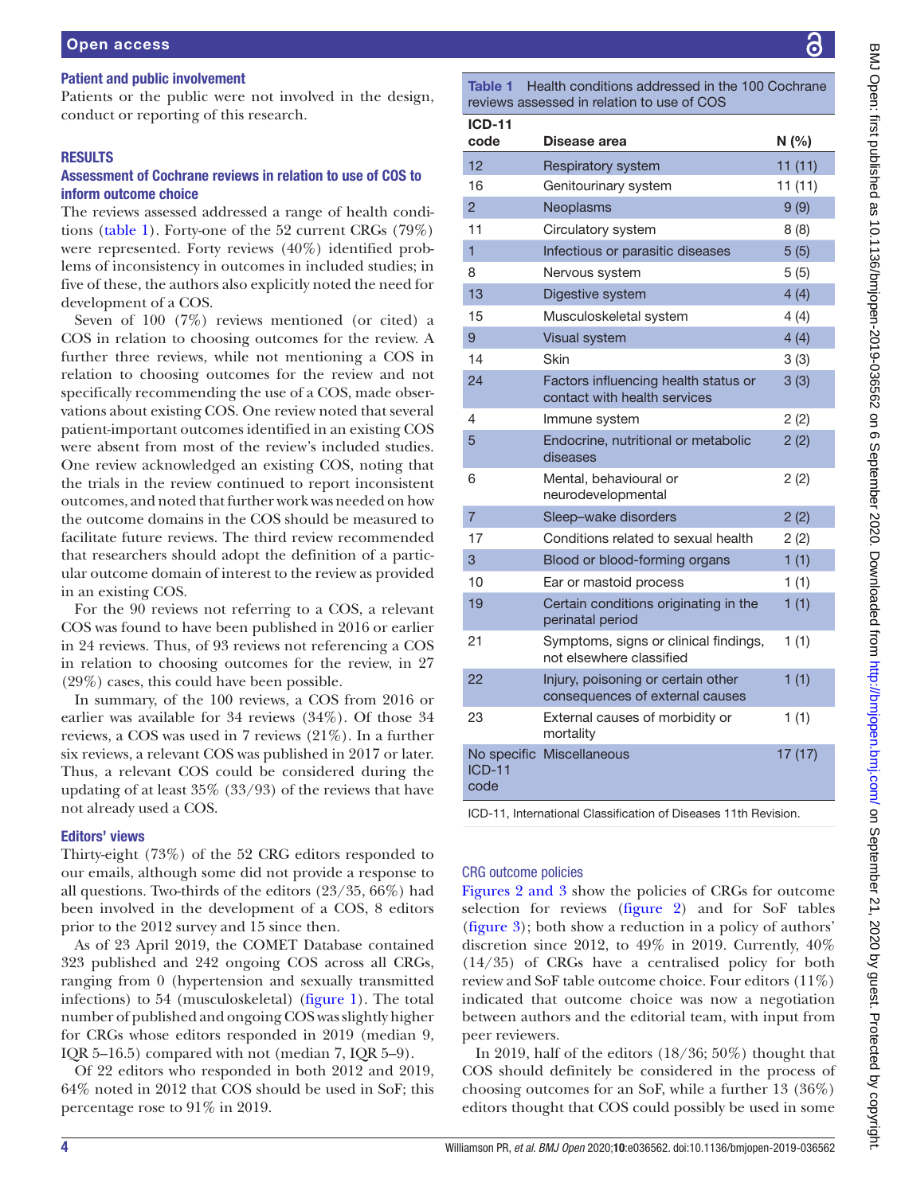### Patient and public involvement

Patients or the public were not involved in the design, conduct or reporting of this research.

## RESULTS

### Assessment of Cochrane reviews in relation to use of COS to inform outcome choice

The reviews assessed addressed a range of health conditions (table 1). Forty-one of the 52 current CRGs (79%) were represented. Forty reviews (40%) identified problems of inconsistency in outcomes in included studies; in five of these, the authors also explicitly noted the need for development of a COS.

Seven of 100 (7%) reviews mentioned (or cited) a COS in relation to choosing outcomes for the review. A further three reviews, while not mentioning a COS in relation to choosing outcomes for the review and not specifically recommending the use of a COS, made observations about existing COS. One review noted that several patient-important outcomes identified in an existing COS were absent from most of the review's included studies. One review acknowledged an existing COS, noting that the trials in the review continued to report inconsistent outcomes, and noted that further work was needed on how the outcome domains in the COS should be measured to facilitate future reviews. The third review recommended that researchers should adopt the definition of a particular outcome domain of interest to the review as provided in an existing COS.

For the 90 reviews not referring to a COS, a relevant COS was found to have been published in 2016 or earlier in 24 reviews. Thus, of 93 reviews not referencing a COS in relation to choosing outcomes for the review, in 27 (29%) cases, this could have been possible.

In summary, of the 100 reviews, a COS from 2016 or earlier was available for 34 reviews (34%). Of those 34 reviews, a COS was used in 7 reviews (21%). In a further six reviews, a relevant COS was published in 2017 or later. Thus, a relevant COS could be considered during the updating of at least 35% (33/93) of the reviews that have not already used a COS.

### Editors' views

Thirty-eight (73%) of the 52 CRG editors responded to our emails, although some did not provide a response to all questions. Two-thirds of the editors (23/35, 66%) had been involved in the development of a COS, 8 editors prior to the 2012 survey and 15 since then.

As of 23 April 2019, the COMET Database contained 323 published and 242 ongoing COS across all CRGs, ranging from 0 (hypertension and sexually transmitted infections) to 54 (musculoskeletal) (figure 1). The total number of published and ongoing COS was slightly higher for CRGs whose editors responded in 2019 (median 9, IQR 5–16.5) compared with not (median 7, IQR 5–9).

Of 22 editors who responded in both 2012 and 2019, 64% noted in 2012 that COS should be used in SoF; this percentage rose to 91% in 2019.

**Table 1** Health conditions addressed in the 100 Cochrane reviews assessed in relation to use of COS

| ICD-11 code | Disease area | N (%) |
|---|---|---|
| 12 | Respiratory system | 11 (11) |
| 16 | Genitourinary system | 11 (11) |
| 2 | Neoplasms | 9 (9) |
| 11 | Circulatory system | 8 (8) |
| 1 | Infectious or parasitic diseases | 5 (5) |
| 8 | Nervous system | 5 (5) |
| 13 | Digestive system | 4 (4) |
| 15 | Musculoskeletal system | 4 (4) |
| 9 | Visual system | 4 (4) |
| 14 | Skin | 3 (3) |
| 24 | Factors influencing health status or contact with health services | 3 (3) |
| 4 | Immune system | 2 (2) |
| 5 | Endocrine, nutritional or metabolic diseases | 2 (2) |
| 6 | Mental, behavioural or neurodevelopmental | 2 (2) |
| 7 | Sleep–wake disorders | 2 (2) |
| 17 | Conditions related to sexual health | 2 (2) |
| 3 | Blood or blood-forming organs | 1 (1) |
| 10 | Ear or mastoid process | 1 (1) |
| 19 | Certain conditions originating in the perinatal period | 1 (1) |
| 21 | Symptoms, signs or clinical findings, not elsewhere classified | 1 (1) |
| 22 | Injury, poisoning or certain other consequences of external causes | 1 (1) |
| 23 | External causes of morbidity or mortality | 1 (1) |
| No specific ICD-11 code | Miscellaneous | 17 (17) |

ICD-11, International Classification of Diseases 11th Revision.

### CRG outcome policies

Figures 2 and 3 show the policies of CRGs for outcome selection for reviews (figure 2) and for SoF tables (figure 3); both show a reduction in a policy of authors' discretion since 2012, to 49% in 2019. Currently, 40% (14/35) of CRGs have a centralised policy for both review and SoF table outcome choice. Four editors (11%) indicated that outcome choice was now a negotiation between authors and the editorial team, with input from peer reviewers.

In 2019, half of the editors (18/36; 50%) thought that COS should definitely be considered in the process of choosing outcomes for an SoF, while a further 13 (36%) editors thought that COS could possibly be used in some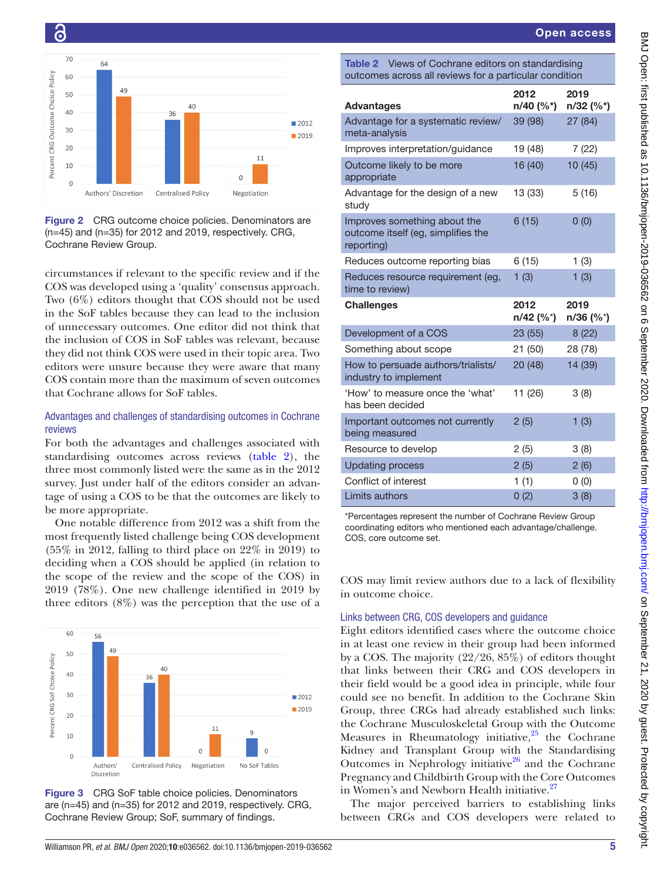Figure 2 CRG outcome choice policies. Denominators are (n=45) and (n=35) for 2012 and 2019, respectively. CRG, Cochrane Review Group.

circumstances if relevant to the specific review and if the COS was developed using a 'quality' consensus approach. Two (6%) editors thought that COS should not be used in the SoF tables because they can lead to the inclusion of unnecessary outcomes. One editor did not think that the inclusion of COS in SoF tables was relevant, because they did not think COS were used in their topic area. Two editors were unsure because they were aware that many COS contain more than the maximum of seven outcomes that Cochrane allows for SoF tables.

### Advantages and challenges of standardising outcomes in Cochrane reviews

For both the advantages and challenges associated with standardising outcomes across reviews (table 2), the three most commonly listed were the same as in the 2012 survey. Just under half of the editors consider an advantage of using a COS to be that the outcomes are likely to be more appropriate.

One notable difference from 2012 was a shift from the most frequently listed challenge being COS development (55% in 2012, falling to third place on 22% in 2019) to deciding when a COS should be applied (in relation to the scope of the review and the scope of the COS) in 2019 (78%). One new challenge identified in 2019 by three editors (8%) was the perception that the use of a COS may limit review authors due to a lack of flexibility in outcome choice.

Figure 3 CRG SoF table choice policies. Denominators are (n=45) and (n=35) for 2012 and 2019, respectively. CRG, Cochrane Review Group; SoF, summary of findings.

**Table 2** Views of Cochrane editors on standardising outcomes across all reviews for a particular condition

| **Advantages** | **2012 n/40 (%\*)** | **2019 n/32 (%\*)** |
|---|---|---|
| Advantage for a systematic review/ meta-analysis | 39 (98) | 27 (84) |
| Improves interpretation/guidance | 19 (48) | 7 (22) |
| Outcome likely to be more appropriate | 16 (40) | 10 (45) |
| Advantage for the design of a new study | 13 (33) | 5 (16) |
| Improves something about the outcome itself (eg, simplifies the reporting) | 6 (15) | 0 (0) |
| Reduces outcome reporting bias | 6 (15) | 1 (3) |
| Reduces resource requirement (eg, time to review) | 1 (3) | 1 (3) |
| **Challenges** | **2012 n/42 (%\*)** | **2019 n/36 (%\*)** |
| Development of a COS | 23 (55) | 8 (22) |
| Something about scope | 21 (50) | 28 (78) |
| How to persuade authors/trialists/ industry to implement | 20 (48) | 14 (39) |
| 'How' to measure once the 'what' has been decided | 11 (26) | 3 (8) |
| Important outcomes not currently being measured | 2 (5) | 1 (3) |
| Resource to develop | 2 (5) | 3 (8) |
| Updating process | 2 (5) | 2 (6) |
| Conflict of interest | 1 (1) | 0 (0) |
| Limits authors | 0 (2) | 3 (8) |

\*Percentages represent the number of Cochrane Review Group coordinating editors who mentioned each advantage/challenge.
COS, core outcome set.

### Links between CRG, COS developers and guidance

Eight editors identified cases where the outcome choice in at least one review in their group had been informed by a COS. The majority (22/26, 85%) of editors thought that links between their CRG and COS developers in their field would be a good idea in principle, while four could see no benefit. In addition to the Cochrane Skin Group, three CRGs had already established such links: the Cochrane Musculoskeletal Group with the Outcome Measures in Rheumatology initiative,[25] the Cochrane Kidney and Transplant Group with the Standardising Outcomes in Nephrology initiative[26] and the Cochrane Pregnancy and Childbirth Group with the Core Outcomes in Women's and Newborn Health initiative.[27]

The major perceived barriers to establishing links between CRGs and COS developers were related to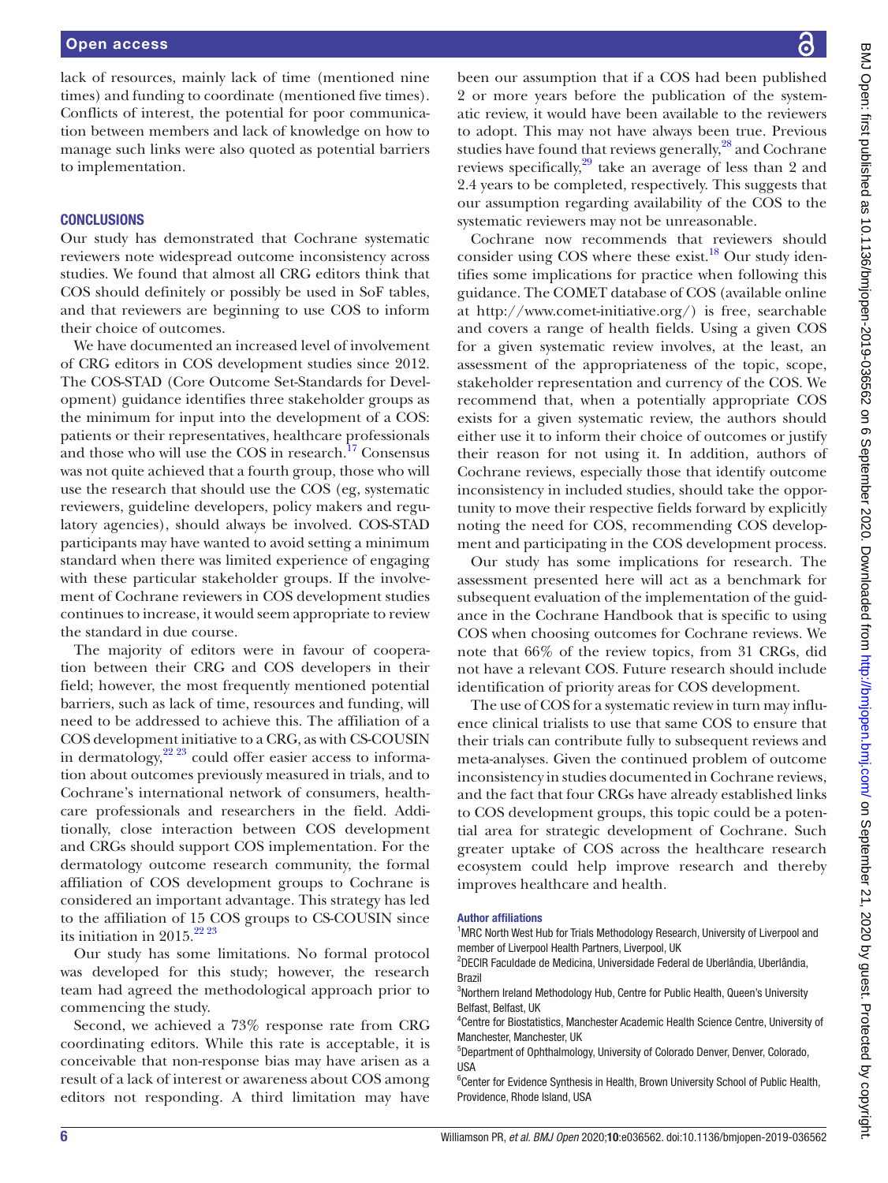lack of resources, mainly lack of time (mentioned nine times) and funding to coordinate (mentioned five times). Conflicts of interest, the potential for poor communication between members and lack of knowledge on how to manage such links were also quoted as potential barriers to implementation.

## CONCLUSIONS

Our study has demonstrated that Cochrane systematic reviewers note widespread outcome inconsistency across studies. We found that almost all CRG editors think that COS should definitely or possibly be used in SoF tables, and that reviewers are beginning to use COS to inform their choice of outcomes.

We have documented an increased level of involvement of CRG editors in COS development studies since 2012. The COS-STAD (Core Outcome Set-Standards for Development) guidance identifies three stakeholder groups as the minimum for input into the development of a COS: patients or their representatives, healthcare professionals and those who will use the COS in research.[17] Consensus was not quite achieved that a fourth group, those who will use the research that should use the COS (eg, systematic reviewers, guideline developers, policy makers and regulatory agencies), should always be involved. COS-STAD participants may have wanted to avoid setting a minimum standard when there was limited experience of engaging with these particular stakeholder groups. If the involvement of Cochrane reviewers in COS development studies continues to increase, it would seem appropriate to review the standard in due course.

The majority of editors were in favour of cooperation between their CRG and COS developers in their field; however, the most frequently mentioned potential barriers, such as lack of time, resources and funding, will need to be addressed to achieve this. The affiliation of a COS development initiative to a CRG, as with CS-COUSIN in dermatology,[22 23] could offer easier access to information about outcomes previously measured in trials, and to Cochrane's international network of consumers, healthcare professionals and researchers in the field. Additionally, close interaction between COS development and CRGs should support COS implementation. For the dermatology outcome research community, the formal affiliation of COS development groups to Cochrane is considered an important advantage. This strategy has led to the affiliation of 15 COS groups to CS-COUSIN since its initiation in 2015.[22 23]

Our study has some limitations. No formal protocol was developed for this study; however, the research team had agreed the methodological approach prior to commencing the study.

Second, we achieved a 73% response rate from CRG coordinating editors. While this rate is acceptable, it is conceivable that non-response bias may have arisen as a result of a lack of interest or awareness about COS among editors not responding. A third limitation may have been our assumption that if a COS had been published 2 or more years before the publication of the systematic review, it would have been available to the reviewers to adopt. This may not have always been true. Previous studies have found that reviews generally,[28] and Cochrane reviews specifically,[29] take an average of less than 2 and 2.4 years to be completed, respectively. This suggests that our assumption regarding availability of the COS to the systematic reviewers may not be unreasonable.

Cochrane now recommends that reviewers should consider using COS where these exist.[18] Our study identifies some implications for practice when following this guidance. The COMET database of COS (available online at http://www.comet-initiative.org/) is free, searchable and covers a range of health fields. Using a given COS for a given systematic review involves, at the least, an assessment of the appropriateness of the topic, scope, stakeholder representation and currency of the COS. We recommend that, when a potentially appropriate COS exists for a given systematic review, the authors should either use it to inform their choice of outcomes or justify their reason for not using it. In addition, authors of Cochrane reviews, especially those that identify outcome inconsistency in included studies, should take the opportunity to move their respective fields forward by explicitly noting the need for COS, recommending COS development and participating in the COS development process.

Our study has some implications for research. The assessment presented here will act as a benchmark for subsequent evaluation of the implementation of the guidance in the Cochrane Handbook that is specific to using COS when choosing outcomes for Cochrane reviews. We note that 66% of the review topics, from 31 CRGs, did not have a relevant COS. Future research should include identification of priority areas for COS development.

The use of COS for a systematic review in turn may influence clinical trialists to use that same COS to ensure that their trials can contribute fully to subsequent reviews and meta-analyses. Given the continued problem of outcome inconsistency in studies documented in Cochrane reviews, and the fact that four CRGs have already established links to COS development groups, this topic could be a potential area for strategic development of Cochrane. Such greater uptake of COS across the healthcare research ecosystem could help improve research and thereby improves healthcare and health.

#### Author affiliations

[1]MRC North West Hub for Trials Methodology Research, University of Liverpool and member of Liverpool Health Partners, Liverpool, UK
[2]DECIR Faculdade de Medicina, Universidade Federal de Uberlândia, Uberlândia, Brazil
[3]Northern Ireland Methodology Hub, Centre for Public Health, Queen's University Belfast, Belfast, UK
[4]Centre for Biostatistics, Manchester Academic Health Science Centre, University of Manchester, Manchester, UK
[5]Department of Ophthalmology, University of Colorado Denver, Denver, Colorado, USA
[6]Center for Evidence Synthesis in Health, Brown University School of Public Health, Providence, Rhode Island, USA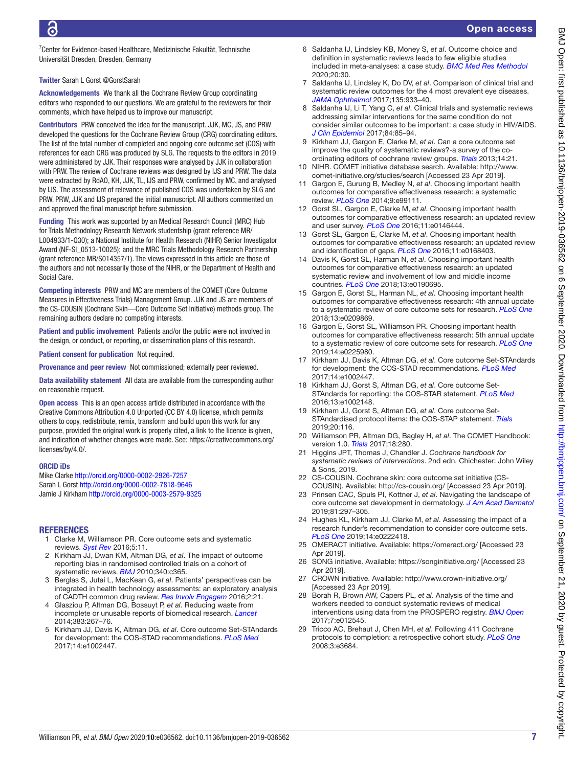[7]Center for Evidence-based Healthcare, Medizinische Fakultät, Technische Universität Dresden, Dresden, Germany

**Twitter** Sarah L Gorst @GorstSarah

**Acknowledgements** We thank all the Cochrane Review Group coordinating editors who responded to our questions. We are grateful to the reviewers for their comments, which have helped us to improve our manuscript.

**Contributors** PRW conceived the idea for the manuscript. JJK, MC, JS, and PRW developed the questions for the Cochrane Review Group (CRG) coordinating editors. The list of the total number of completed and ongoing core outcome set (COS) with references for each CRG was produced by SLG. The requests to the editors in 2019 were administered by JJK. Their responses were analysed by JJK in collaboration with PRW. The review of Cochrane reviews was designed by IJS and PRW. The data were extracted by RdAO, KH, JJK, TL, IJS and PRW, confirmed by MC, and analysed by IJS. The assessment of relevance of published COS was undertaken by SLG and PRW. PRW, JJK and IJS prepared the initial manuscript. All authors commented on and approved the final manuscript before submission.

**Funding** This work was supported by an Medical Research Council (MRC) Hub for Trials Methodology Research Network studentship (grant reference MR/L004933/1-Q30); a National Institute for Health Research (NIHR) Senior Investigator Award (NF-SI_0513-10025); and the MRC Trials Methodology Research Partnership (grant reference MR/S014357/1). The views expressed in this article are those of the authors and not necessarily those of the NIHR, or the Department of Health and Social Care.

**Competing interests** PRW and MC are members of the COMET (Core Outcome Measures in Effectiveness Trials) Management Group. JJK and JS are members of the CS-COUSIN (Cochrane Skin—Core Outcome Set Initiative) methods group. The remaining authors declare no competing interests.

**Patient and public involvement** Patients and/or the public were not involved in the design, or conduct, or reporting, or dissemination plans of this research.

**Patient consent for publication** Not required.

**Provenance and peer review** Not commissioned; externally peer reviewed.

**Data availability statement** All data are available from the corresponding author on reasonable request.

**Open access** This is an open access article distributed in accordance with the Creative Commons Attribution 4.0 Unported (CC BY 4.0) license, which permits others to copy, redistribute, remix, transform and build upon this work for any purpose, provided the original work is properly cited, a link to the licence is given, and indication of whether changes were made. See: https://creativecommons.org/licenses/by/4.0/.

**ORCID iDs**

Mike Clarke http://orcid.org/0000-0002-2926-7257
Sarah L Gorst http://orcid.org/0000-0002-7818-9646
Jamie J Kirkham http://orcid.org/0000-0003-2579-9325

## REFERENCES

1. Clarke M, Williamson PR. Core outcome sets and systematic reviews. *Syst Rev* 2016;5:11.
2. Kirkham JJ, Dwan KM, Altman DG, *et al*. The impact of outcome reporting bias in randomised controlled trials on a cohort of systematic reviews. *BMJ* 2010;340:c365.
3. Berglas S, Jutai L, MacKean G, *et al*. Patients' perspectives can be integrated in health technology assessments: an exploratory analysis of CADTH common drug review. *Res Involv Engagem* 2016;2:21.
4. Glasziou P, Altman DG, Bossuyt P, *et al*. Reducing waste from incomplete or unusable reports of biomedical research. *Lancet* 2014;383:267–76.
5. Kirkham JJ, Davis K, Altman DG, *et al*. Core outcome Set-STAndards for development: the COS-STAD recommendations. *PLoS Med* 2017;14:e1002447.
6. Saldanha IJ, Lindsley KB, Money S, *et al*. Outcome choice and definition in systematic reviews leads to few eligible studies included in meta-analyses: a case study. *BMC Med Res Methodol* 2020;20:30.
7. Saldanha IJ, Lindsley K, Do DV, *et al*. Comparison of clinical trial and systematic review outcomes for the 4 most prevalent eye diseases. *JAMA Ophthalmol* 2017;135:933–40.
8. Saldanha IJ, Li T, Yang C, *et al*. Clinical trials and systematic reviews addressing similar interventions for the same condition do not consider similar outcomes to be important: a case study in HIV/AIDS. *J Clin Epidemiol* 2017;84:85–94.
9. Kirkham JJ, Gargon E, Clarke M, *et al*. Can a core outcome set improve the quality of systematic reviews?-a survey of the co-ordinating editors of cochrane review groups. *Trials* 2013;14:21.
10. NIHR. COMET initiative database search. Available: http://www.comet-initiative.org/studies/search [Accessed 23 Apr 2019].
11. Gargon E, Gurung B, Medley N, *et al*. Choosing important health outcomes for comparative effectiveness research: a systematic review. *PLoS One* 2014;9:e99111.
12. Gorst SL, Gargon E, Clarke M, *et al*. Choosing important health outcomes for comparative effectiveness research: an updated review and user survey. *PLoS One* 2016;11:e0146444.
13. Gorst SL, Gargon E, Clarke M, *et al*. Choosing important health outcomes for comparative effectiveness research: an updated review and identification of gaps. *PLoS One* 2016;11:e0168403.
14. Davis K, Gorst SL, Harman N, *et al*. Choosing important health outcomes for comparative effectiveness research: an updated systematic review and involvement of low and middle income countries. *PLoS One* 2018;13:e0190695.
15. Gargon E, Gorst SL, Harman NL, *et al*. Choosing important health outcomes for comparative effectiveness research: 4th annual update to a systematic review of core outcome sets for research. *PLoS One* 2018;13:e0209869.
16. Gargon E, Gorst SL, Williamson PR. Choosing important health outcomes for comparative effectiveness research: 5th annual update to a systematic review of core outcome sets for research. *PLoS One* 2019;14:e0225980.
17. Kirkham JJ, Davis K, Altman DG, *et al*. Core outcome Set-STAndards for development: the COS-STAD recommendations. *PLoS Med* 2017;14:e1002447.
18. Kirkham JJ, Gorst S, Altman DG, *et al*. Core outcome Set-STAndards for reporting: the COS-STAR statement. *PLoS Med* 2016;13:e1002148.
19. Kirkham JJ, Gorst S, Altman DG, *et al*. Core outcome Set-STAndardised protocol items: the COS-STAP statement. *Trials* 2019;20:116.
20. Williamson PR, Altman DG, Bagley H, *et al*. The COMET Handbook: version 1.0. *Trials* 2017;18:280.
21. Higgins JPT, Thomas J, Chandler J. *Cochrane handbook for systematic reviews of interventions*. 2nd edn. Chichester: John Wiley & Sons, 2019.
22. CS-COUSIN. Cochrane skin: core outcome set initiative (CS-COUSIN). Available: http://cs-cousin.org/ [Accessed 23 Apr 2019].
23. Prinsen CAC, Spuls PI, Kottner J, *et al*. Navigating the landscape of core outcome set development in dermatology. *J Am Acad Dermatol* 2019;81:297–305.
24. Hughes KL, Kirkham JJ, Clarke M, *et al*. Assessing the impact of a research funder's recommendation to consider core outcome sets. *PLoS One* 2019;14:e0222418.
25. OMERACT initiative. Available: https://omeract.org/ [Accessed 23 Apr 2019].
26. SONG initiative. Available: https://songinitiative.org/ [Accessed 23 Apr 2019].
27. CROWN initiative. Available: http://www.crown-initiative.org/ [Accessed 23 Apr 2019].
28. Borah R, Brown AW, Capers PL, *et al*. Analysis of the time and workers needed to conduct systematic reviews of medical interventions using data from the PROSPERO registry. *BMJ Open* 2017;7:e012545.
29. Tricco AC, Brehaut J, Chen MH, *et al*. Following 411 Cochrane protocols to completion: a retrospective cohort study. *PLoS One* 2008;3:e3684.